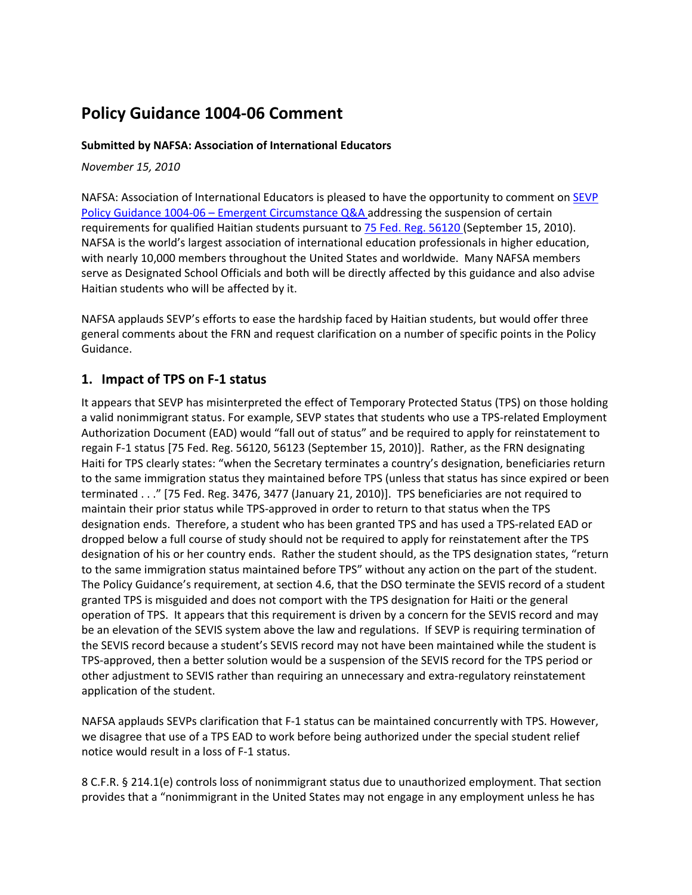# Policy Guidance 1004-06 Comment

**Submitted by NAFSA: Association of International Educators**

*November 15, 2010*

NAFSA: Association of International Educators is pleased to have the opportunity to comment on [SEVP Policy Guidance 1004-06 – Emergent Circumstance Q&A](#) addressing the suspension of certain requirements for qualified Haitian students pursuant to [75 Fed. Reg. 56120](#) (September 15, 2010). NAFSA is the world's largest association of international education professionals in higher education, with nearly 10,000 members throughout the United States and worldwide. Many NAFSA members serve as Designated School Officials and both will be directly affected by this guidance and also advise Haitian students who will be affected by it.

NAFSA applauds SEVP's efforts to ease the hardship faced by Haitian students, but would offer three general comments about the FRN and request clarification on a number of specific points in the Policy Guidance.

## 1. Impact of TPS on F-1 status

It appears that SEVP has misinterpreted the effect of Temporary Protected Status (TPS) on those holding a valid nonimmigrant status. For example, SEVP states that students who use a TPS-related Employment Authorization Document (EAD) would "fall out of status" and be required to apply for reinstatement to regain F-1 status [75 Fed. Reg. 56120, 56123 (September 15, 2010)]. Rather, as the FRN designating Haiti for TPS clearly states: "when the Secretary terminates a country's designation, beneficiaries return to the same immigration status they maintained before TPS (unless that status has since expired or been terminated . . ." [75 Fed. Reg. 3476, 3477 (January 21, 2010)]. TPS beneficiaries are not required to maintain their prior status while TPS-approved in order to return to that status when the TPS designation ends. Therefore, a student who has been granted TPS and has used a TPS-related EAD or dropped below a full course of study should not be required to apply for reinstatement after the TPS designation of his or her country ends. Rather the student should, as the TPS designation states, "return to the same immigration status maintained before TPS" without any action on the part of the student. The Policy Guidance's requirement, at section 4.6, that the DSO terminate the SEVIS record of a student granted TPS is misguided and does not comport with the TPS designation for Haiti or the general operation of TPS. It appears that this requirement is driven by a concern for the SEVIS record and may be an elevation of the SEVIS system above the law and regulations. If SEVP is requiring termination of the SEVIS record because a student's SEVIS record may not have been maintained while the student is TPS-approved, then a better solution would be a suspension of the SEVIS record for the TPS period or other adjustment to SEVIS rather than requiring an unnecessary and extra-regulatory reinstatement application of the student.

NAFSA applauds SEVPs clarification that F-1 status can be maintained concurrently with TPS. However, we disagree that use of a TPS EAD to work before being authorized under the special student relief notice would result in a loss of F-1 status.

8 C.F.R. § 214.1(e) controls loss of nonimmigrant status due to unauthorized employment. That section provides that a "nonimmigrant in the United States may not engage in any employment unless he has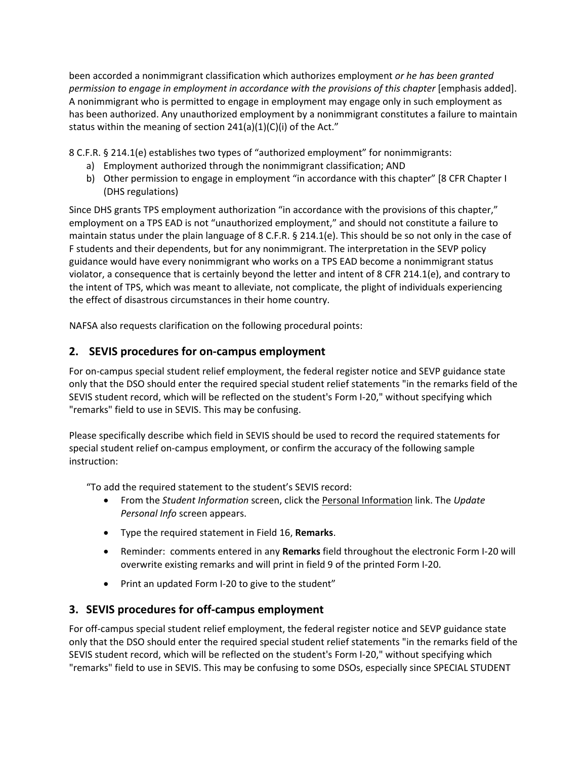been accorded a nonimmigrant classification which authorizes employment *or he has been granted permission to engage in employment in accordance with the provisions of this chapter* [emphasis added]. A nonimmigrant who is permitted to engage in employment may engage only in such employment as has been authorized. Any unauthorized employment by a nonimmigrant constitutes a failure to maintain status within the meaning of section 241(a)(1)(C)(i) of the Act."

8 C.F.R. § 214.1(e) establishes two types of "authorized employment" for nonimmigrants:

a) Employment authorized through the nonimmigrant classification; AND
b) Other permission to engage in employment "in accordance with this chapter" [8 CFR Chapter I (DHS regulations)

Since DHS grants TPS employment authorization "in accordance with the provisions of this chapter," employment on a TPS EAD is not "unauthorized employment," and should not constitute a failure to maintain status under the plain language of 8 C.F.R. § 214.1(e). This should be so not only in the case of F students and their dependents, but for any nonimmigrant. The interpretation in the SEVP policy guidance would have every nonimmigrant who works on a TPS EAD become a nonimmigrant status violator, a consequence that is certainly beyond the letter and intent of 8 CFR 214.1(e), and contrary to the intent of TPS, which was meant to alleviate, not complicate, the plight of individuals experiencing the effect of disastrous circumstances in their home country.

NAFSA also requests clarification on the following procedural points:

## 2. SEVIS procedures for on-campus employment

For on-campus special student relief employment, the federal register notice and SEVP guidance state only that the DSO should enter the required special student relief statements "in the remarks field of the SEVIS student record, which will be reflected on the student's Form I-20," without specifying which "remarks" field to use in SEVIS. This may be confusing.

Please specifically describe which field in SEVIS should be used to record the required statements for special student relief on-campus employment, or confirm the accuracy of the following sample instruction:

"To add the required statement to the student's SEVIS record:

- From the *Student Information* screen, click the Personal Information link. The *Update Personal Info* screen appears.
- Type the required statement in Field 16, **Remarks**.
- Reminder: comments entered in any **Remarks** field throughout the electronic Form I-20 will overwrite existing remarks and will print in field 9 of the printed Form I-20.
- Print an updated Form I-20 to give to the student"

## 3. SEVIS procedures for off-campus employment

For off-campus special student relief employment, the federal register notice and SEVP guidance state only that the DSO should enter the required special student relief statements "in the remarks field of the SEVIS student record, which will be reflected on the student's Form I-20," without specifying which "remarks" field to use in SEVIS. This may be confusing to some DSOs, especially since SPECIAL STUDENT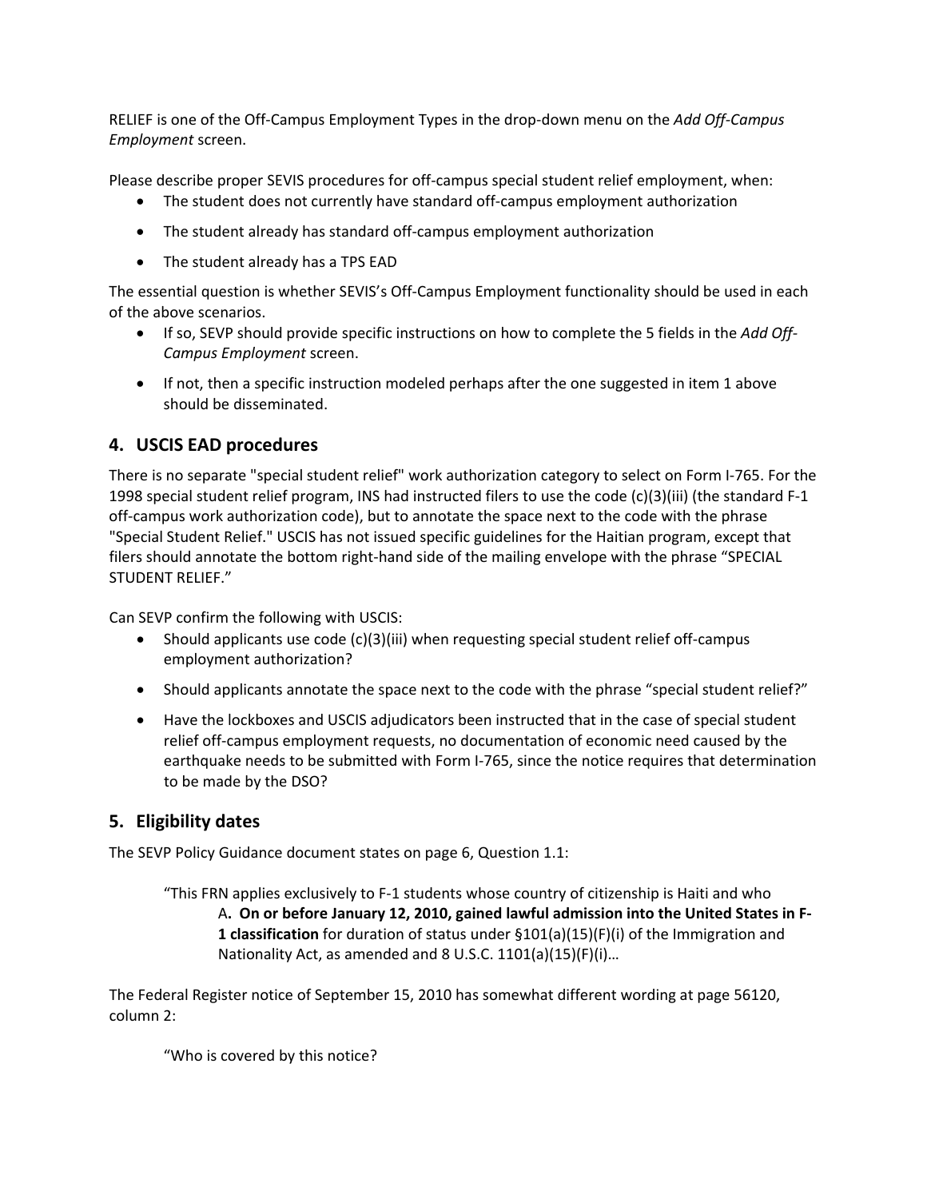RELIEF is one of the Off-Campus Employment Types in the drop-down menu on the *Add Off-Campus Employment* screen.

Please describe proper SEVIS procedures for off-campus special student relief employment, when:

- The student does not currently have standard off-campus employment authorization
- The student already has standard off-campus employment authorization
- The student already has a TPS EAD

The essential question is whether SEVIS's Off-Campus Employment functionality should be used in each of the above scenarios.

- If so, SEVP should provide specific instructions on how to complete the 5 fields in the *Add Off-Campus Employment* screen.
- If not, then a specific instruction modeled perhaps after the one suggested in item 1 above should be disseminated.

## 4. USCIS EAD procedures

There is no separate "special student relief" work authorization category to select on Form I-765. For the 1998 special student relief program, INS had instructed filers to use the code (c)(3)(iii) (the standard F-1 off-campus work authorization code), but to annotate the space next to the code with the phrase "Special Student Relief." USCIS has not issued specific guidelines for the Haitian program, except that filers should annotate the bottom right-hand side of the mailing envelope with the phrase "SPECIAL STUDENT RELIEF."

Can SEVP confirm the following with USCIS:

- Should applicants use code (c)(3)(iii) when requesting special student relief off-campus employment authorization?
- Should applicants annotate the space next to the code with the phrase "special student relief?"
- Have the lockboxes and USCIS adjudicators been instructed that in the case of special student relief off-campus employment requests, no documentation of economic need caused by the earthquake needs to be submitted with Form I-765, since the notice requires that determination to be made by the DSO?

## 5. Eligibility dates

The SEVP Policy Guidance document states on page 6, Question 1.1:

> "This FRN applies exclusively to F-1 students whose country of citizenship is Haiti and who
>
> A**. On or before January 12, 2010, gained lawful admission into the United States in F-1 classification** for duration of status under §101(a)(15)(F)(i) of the Immigration and Nationality Act, as amended and 8 U.S.C. 1101(a)(15)(F)(i)…

The Federal Register notice of September 15, 2010 has somewhat different wording at page 56120, column 2:

> "Who is covered by this notice?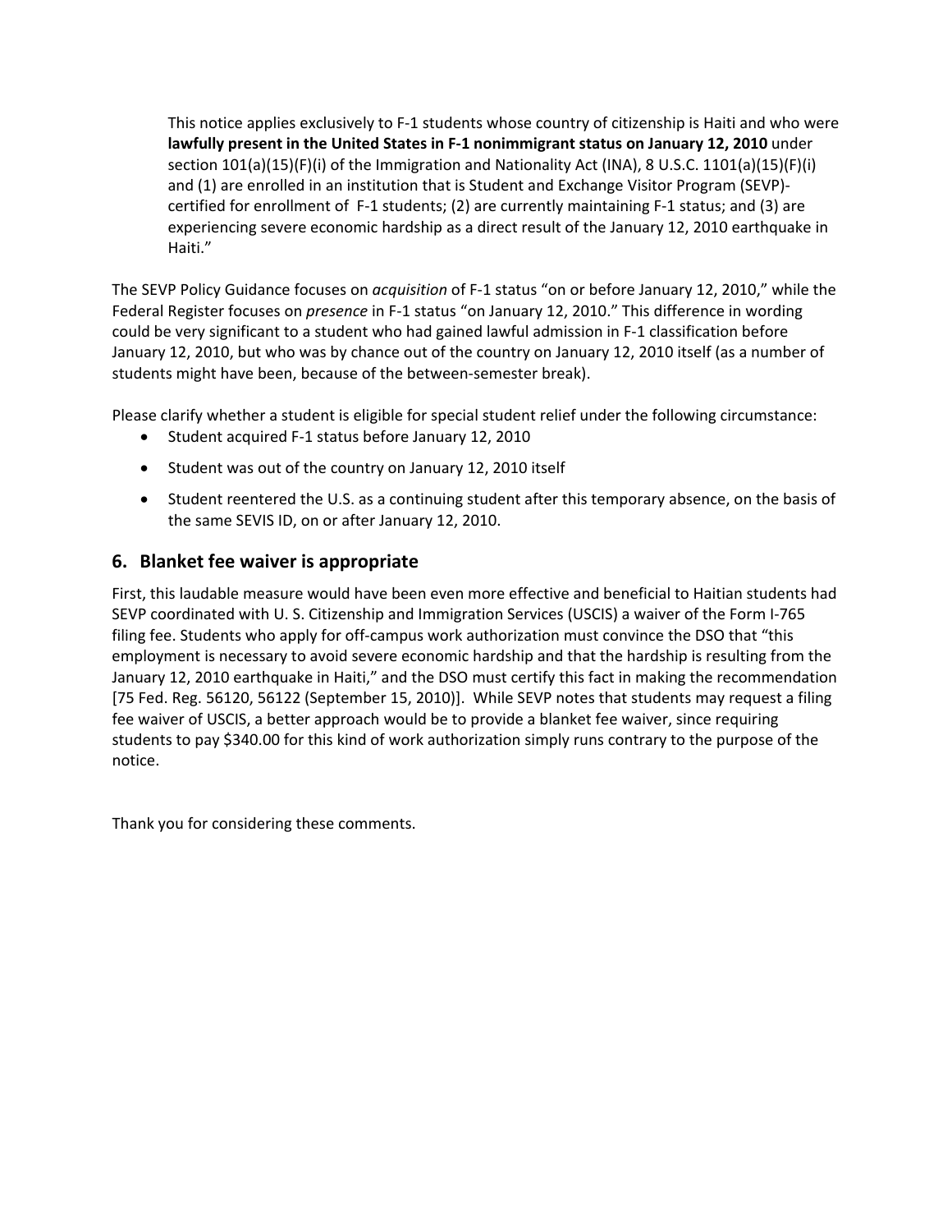> This notice applies exclusively to F-1 students whose country of citizenship is Haiti and who were **lawfully present in the United States in F-1 nonimmigrant status on January 12, 2010** under section 101(a)(15)(F)(i) of the Immigration and Nationality Act (INA), 8 U.S.C. 1101(a)(15)(F)(i) and (1) are enrolled in an institution that is Student and Exchange Visitor Program (SEVP)-certified for enrollment of F-1 students; (2) are currently maintaining F-1 status; and (3) are experiencing severe economic hardship as a direct result of the January 12, 2010 earthquake in Haiti."

The SEVP Policy Guidance focuses on *acquisition* of F-1 status "on or before January 12, 2010," while the Federal Register focuses on *presence* in F-1 status "on January 12, 2010." This difference in wording could be very significant to a student who had gained lawful admission in F-1 classification before January 12, 2010, but who was by chance out of the country on January 12, 2010 itself (as a number of students might have been, because of the between-semester break).

Please clarify whether a student is eligible for special student relief under the following circumstance:

- Student acquired F-1 status before January 12, 2010
- Student was out of the country on January 12, 2010 itself
- Student reentered the U.S. as a continuing student after this temporary absence, on the basis of the same SEVIS ID, on or after January 12, 2010.

## 6. Blanket fee waiver is appropriate

First, this laudable measure would have been even more effective and beneficial to Haitian students had SEVP coordinated with U. S. Citizenship and Immigration Services (USCIS) a waiver of the Form I-765 filing fee. Students who apply for off-campus work authorization must convince the DSO that "this employment is necessary to avoid severe economic hardship and that the hardship is resulting from the January 12, 2010 earthquake in Haiti," and the DSO must certify this fact in making the recommendation [75 Fed. Reg. 56120, 56122 (September 15, 2010)]. While SEVP notes that students may request a filing fee waiver of USCIS, a better approach would be to provide a blanket fee waiver, since requiring students to pay $340.00 for this kind of work authorization simply runs contrary to the purpose of the notice.

Thank you for considering these comments.